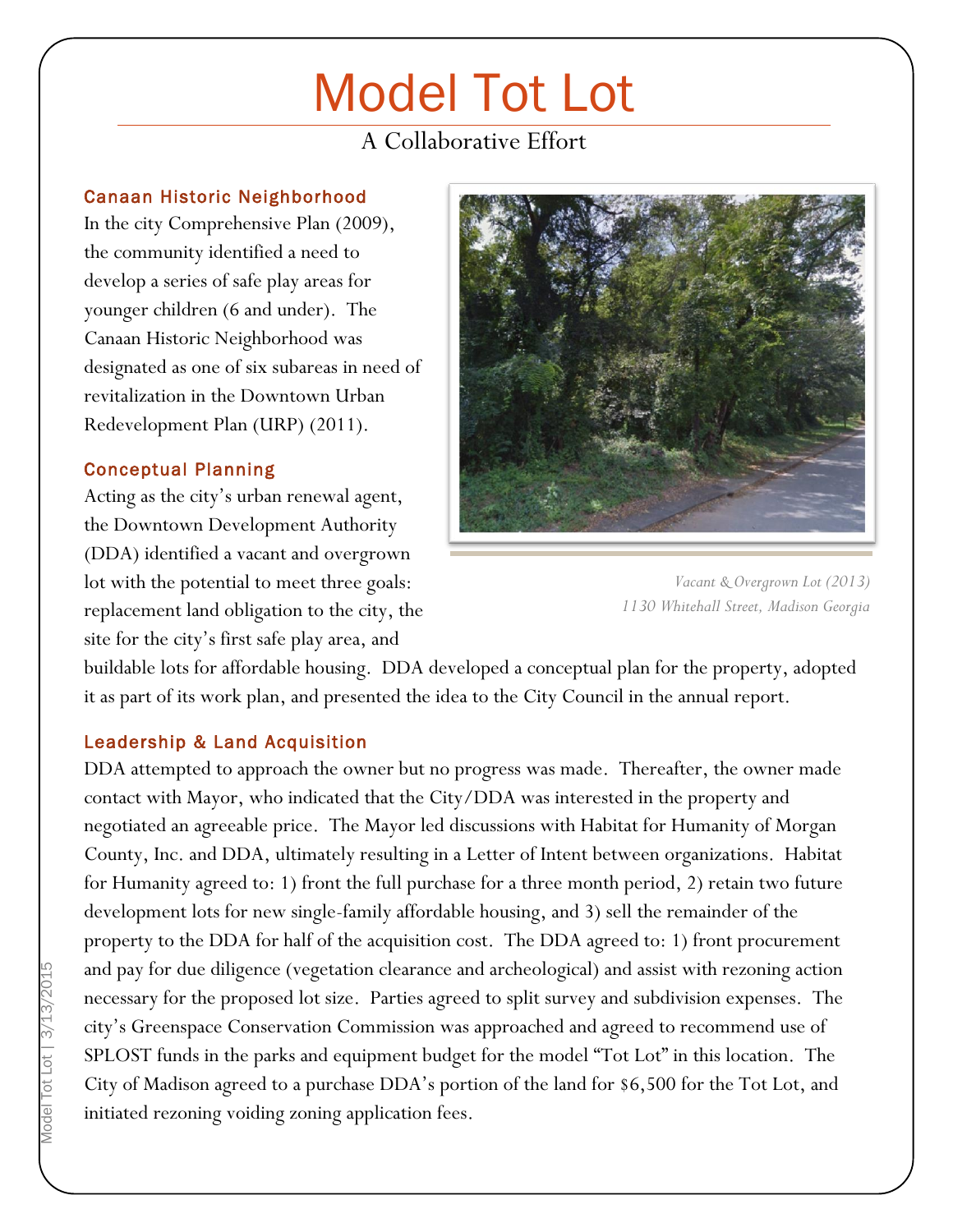# Model Tot Lot

A Collaborative Effort

### Canaan Historic Neighborhood

In the city Comprehensive Plan (2009), the community identified a need to develop a series of safe play areas for younger children (6 and under). The Canaan Historic Neighborhood was designated as one of six subareas in need of revitalization in the Downtown Urban Redevelopment Plan (URP) (2011).

*Vacant & Overgrown Lot (2013)*
*1130 Whitehall Street, Madison Georgia*

### Conceptual Planning

Acting as the city's urban renewal agent, the Downtown Development Authority (DDA) identified a vacant and overgrown lot with the potential to meet three goals: replacement land obligation to the city, the site for the city's first safe play area, and buildable lots for affordable housing. DDA developed a conceptual plan for the property, adopted it as part of its work plan, and presented the idea to the City Council in the annual report.

### Leadership & Land Acquisition

DDA attempted to approach the owner but no progress was made. Thereafter, the owner made contact with Mayor, who indicated that the City/DDA was interested in the property and negotiated an agreeable price. The Mayor led discussions with Habitat for Humanity of Morgan County, Inc. and DDA, ultimately resulting in a Letter of Intent between organizations. Habitat for Humanity agreed to: 1) front the full purchase for a three month period, 2) retain two future development lots for new single-family affordable housing, and 3) sell the remainder of the property to the DDA for half of the acquisition cost. The DDA agreed to: 1) front procurement and pay for due diligence (vegetation clearance and archeological) and assist with rezoning action necessary for the proposed lot size. Parties agreed to split survey and subdivision expenses. The city's Greenspace Conservation Commission was approached and agreed to recommend use of SPLOST funds in the parks and equipment budget for the model "Tot Lot" in this location. The City of Madison agreed to a purchase DDA's portion of the land for $6,500 for the Tot Lot, and initiated rezoning voiding zoning application fees.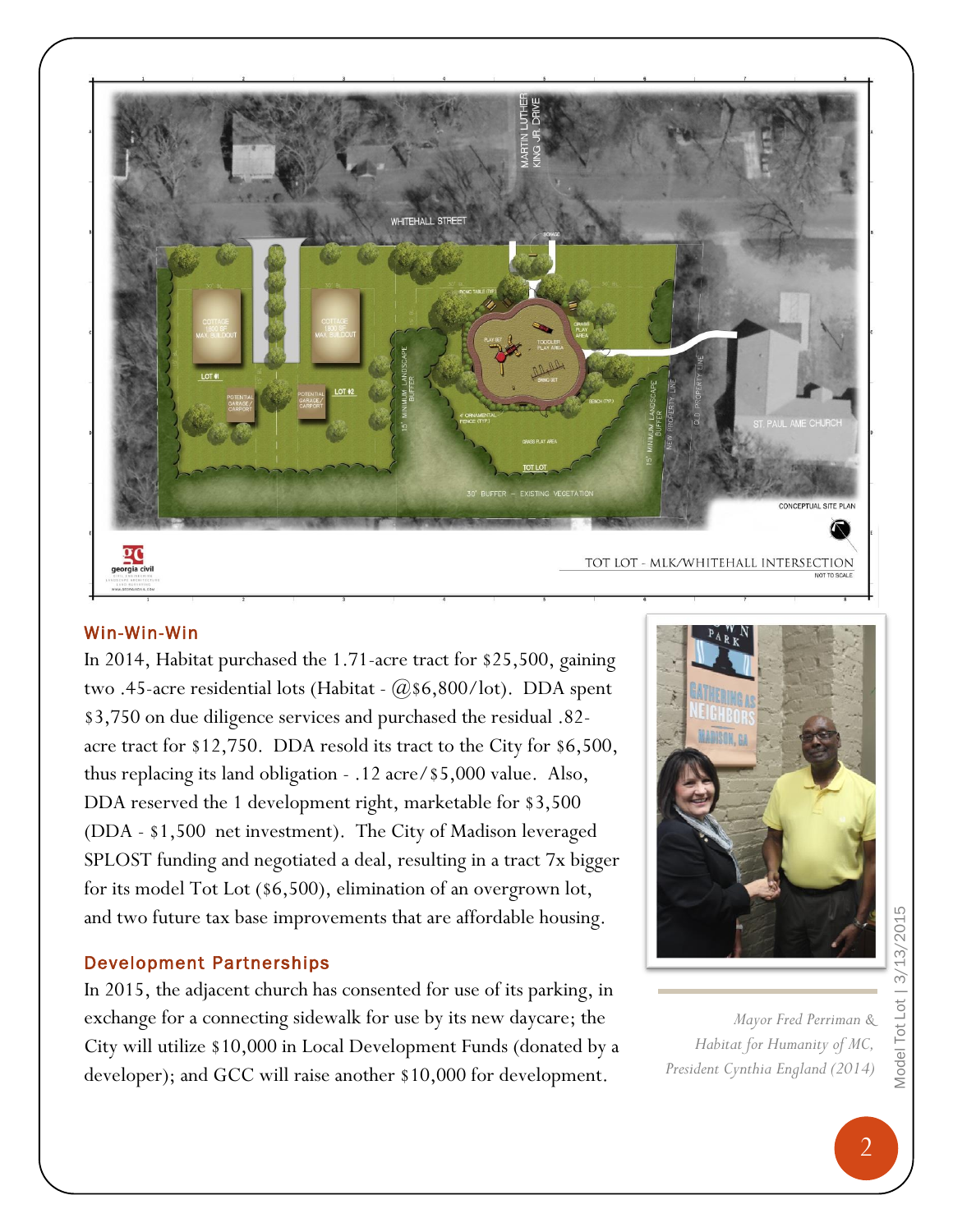## Win-Win-Win

In 2014, Habitat purchased the 1.71-acre tract for $25,500, gaining two .45-acre residential lots (Habitat - @$6,800/lot). DDA spent $3,750 on due diligence services and purchased the residual .82-acre tract for $12,750. DDA resold its tract to the City for $6,500, thus replacing its land obligation - .12 acre/$5,000 value. Also, DDA reserved the 1 development right, marketable for $3,500 (DDA - $1,500 net investment). The City of Madison leveraged SPLOST funding and negotiated a deal, resulting in a tract 7x bigger for its model Tot Lot ($6,500), elimination of an overgrown lot, and two future tax base improvements that are affordable housing.

## Development Partnerships

In 2015, the adjacent church has consented for use of its parking, in exchange for a connecting sidewalk for use by its new daycare; the City will utilize $10,000 in Local Development Funds (donated by a developer); and GCC will raise another $10,000 for development.

*Mayor Fred Perriman & Habitat for Humanity of MC, President Cynthia England (2014)*